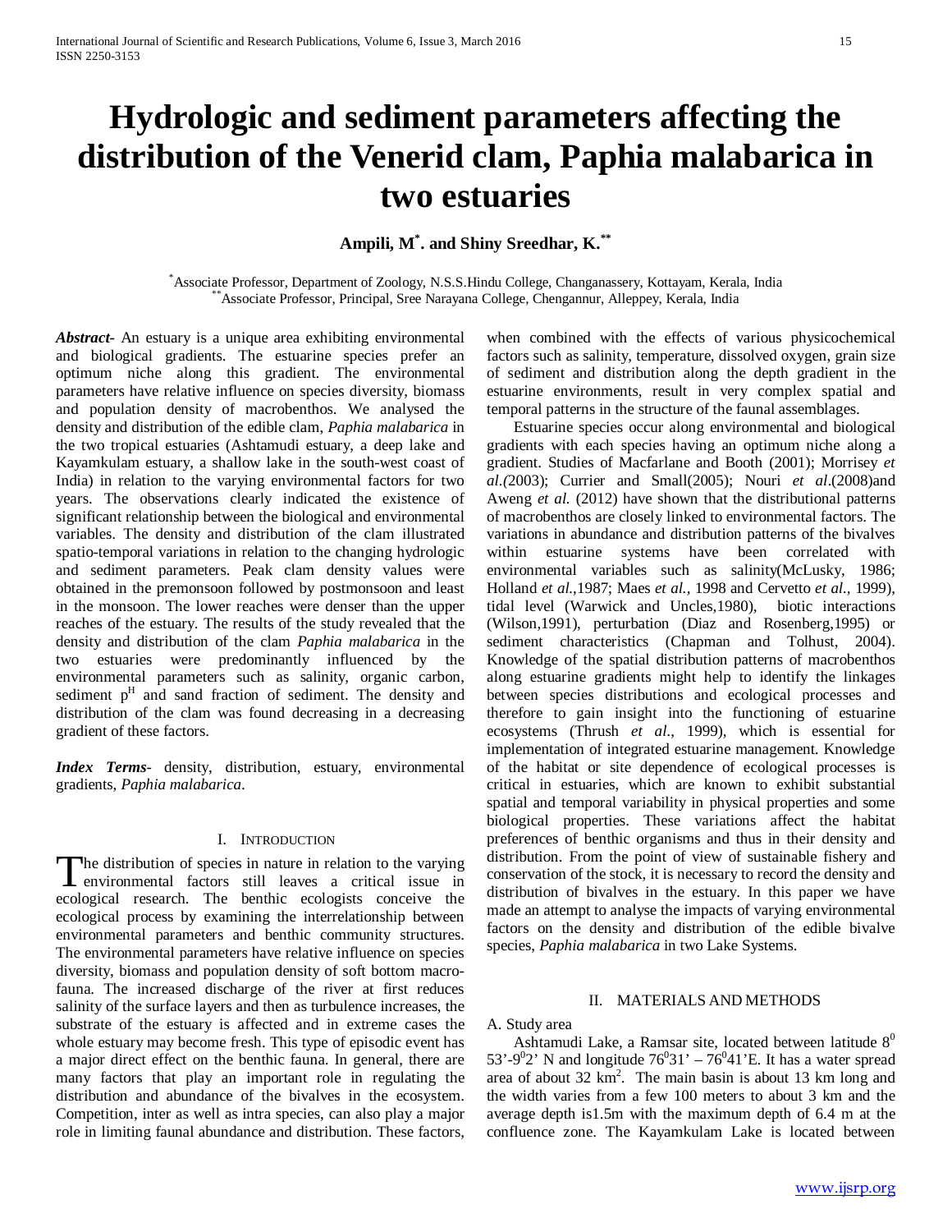# Hydrologic and sediment parameters affecting the distribution of the Venerid clam, Paphia malabarica in two estuaries

**Ampili, M[*]. and Shiny Sreedhar, K.[**]**

[*]Associate Professor, Department of Zoology, N.S.S.Hindu College, Changanassery, Kottayam, Kerala, India
[**]Associate Professor, Principal, Sree Narayana College, Chengannur, Alleppey, Kerala, India

***Abstract***- An estuary is a unique area exhibiting environmental and biological gradients. The estuarine species prefer an optimum niche along this gradient. The environmental parameters have relative influence on species diversity, biomass and population density of macrobenthos. We analysed the density and distribution of the edible clam, *Paphia malabarica* in the two tropical estuaries (Ashtamudi estuary, a deep lake and Kayamkulam estuary, a shallow lake in the south-west coast of India) in relation to the varying environmental factors for two years. The observations clearly indicated the existence of significant relationship between the biological and environmental variables. The density and distribution of the clam illustrated spatio-temporal variations in relation to the changing hydrologic and sediment parameters. Peak clam density values were obtained in the premonsoon followed by postmonsoon and least in the monsoon. The lower reaches were denser than the upper reaches of the estuary. The results of the study revealed that the density and distribution of the clam *Paphia malabarica* in the two estuaries were predominantly influenced by the environmental parameters such as salinity, organic carbon, sediment $p^H$ and sand fraction of sediment. The density and distribution of the clam was found decreasing in a decreasing gradient of these factors.

***Index Terms***- density, distribution, estuary, environmental gradients, *Paphia malabarica*.

## I. Introduction

The distribution of species in nature in relation to the varying environmental factors still leaves a critical issue in ecological research. The benthic ecologists conceive the ecological process by examining the interrelationship between environmental parameters and benthic community structures. The environmental parameters have relative influence on species diversity, biomass and population density of soft bottom macro-fauna. The increased discharge of the river at first reduces salinity of the surface layers and then as turbulence increases, the substrate of the estuary is affected and in extreme cases the whole estuary may become fresh. This type of episodic event has a major direct effect on the benthic fauna. In general, there are many factors that play an important role in regulating the distribution and abundance of the bivalves in the ecosystem. Competition, inter as well as intra species, can also play a major role in limiting faunal abundance and distribution. These factors, when combined with the effects of various physicochemical factors such as salinity, temperature, dissolved oxygen, grain size of sediment and distribution along the depth gradient in the estuarine environments, result in very complex spatial and temporal patterns in the structure of the faunal assemblages.

Estuarine species occur along environmental and biological gradients with each species having an optimum niche along a gradient. Studies of Macfarlane and Booth (2001); Morrisey *et al.(*2003); Currier and Small(2005); Nouri *et al*.(2008)and Aweng *et al.* (2012) have shown that the distributional patterns of macrobenthos are closely linked to environmental factors. The variations in abundance and distribution patterns of the bivalves within estuarine systems have been correlated with environmental variables such as salinity(McLusky, 1986; Holland *et al.*,1987; Maes *et al.*, 1998 and Cervetto *et al.*, 1999), tidal level (Warwick and Uncles,1980), biotic interactions (Wilson,1991), perturbation (Diaz and Rosenberg,1995) or sediment characteristics (Chapman and Tolhust, 2004). Knowledge of the spatial distribution patterns of macrobenthos along estuarine gradients might help to identify the linkages between species distributions and ecological processes and therefore to gain insight into the functioning of estuarine ecosystems (Thrush *et al.*, 1999), which is essential for implementation of integrated estuarine management. Knowledge of the habitat or site dependence of ecological processes is critical in estuaries, which are known to exhibit substantial spatial and temporal variability in physical properties and some biological properties. These variations affect the habitat preferences of benthic organisms and thus in their density and distribution. From the point of view of sustainable fishery and conservation of the stock, it is necessary to record the density and distribution of bivalves in the estuary. In this paper we have made an attempt to analyse the impacts of varying environmental factors on the density and distribution of the edible bivalve species, *Paphia malabarica* in two Lake Systems.

## II. Materials and Methods

A. Study area

Ashtamudi Lake, a Ramsar site, located between latitude $8^0$ 53'-$9^0$2' N and longitude $76^0$31' – $76^0$41'E. It has a water spread area of about 32 $km^2$. The main basin is about 13 km long and the width varies from a few 100 meters to about 3 km and the average depth is1.5m with the maximum depth of 6.4 m at the confluence zone. The Kayamkulam Lake is located between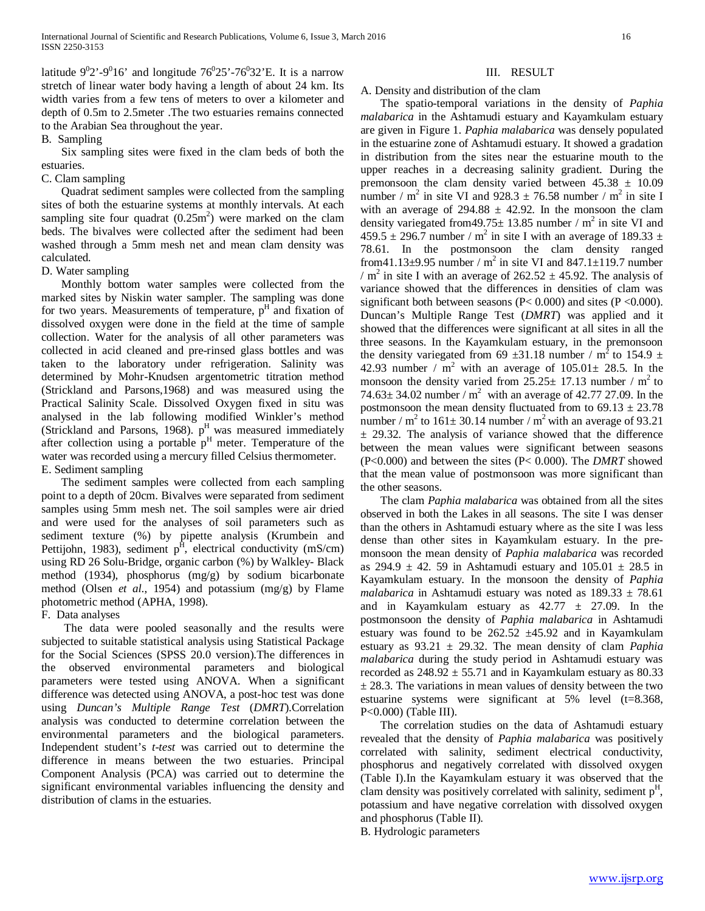latitude $9^0 2'$-$9^0 16'$ and longitude $76^0 25'$-$76^0 32'$E. It is a narrow stretch of linear water body having a length of about 24 km. Its width varies from a few tens of meters to over a kilometer and depth of 0.5m to 2.5meter .The two estuaries remains connected to the Arabian Sea throughout the year.

B. Sampling

Six sampling sites were fixed in the clam beds of both the estuaries.

C. Clam sampling

Quadrat sediment samples were collected from the sampling sites of both the estuarine systems at monthly intervals. At each sampling site four quadrat ($0.25m^2$) were marked on the clam beds. The bivalves were collected after the sediment had been washed through a 5mm mesh net and mean clam density was calculated.

D. Water sampling

Monthly bottom water samples were collected from the marked sites by Niskin water sampler. The sampling was done for two years. Measurements of temperature, $p^H$ and fixation of dissolved oxygen were done in the field at the time of sample collection. Water for the analysis of all other parameters was collected in acid cleaned and pre-rinsed glass bottles and was taken to the laboratory under refrigeration. Salinity was determined by Mohr-Knudsen argentometric titration method (Strickland and Parsons,1968) and was measured using the Practical Salinity Scale. Dissolved Oxygen fixed in situ was analysed in the lab following modified Winkler's method (Strickland and Parsons, 1968). $p^H$ was measured immediately after collection using a portable $p^H$ meter. Temperature of the water was recorded using a mercury filled Celsius thermometer.

E. Sediment sampling

The sediment samples were collected from each sampling point to a depth of 20cm. Bivalves were separated from sediment samples using 5mm mesh net. The soil samples were air dried and were used for the analyses of soil parameters such as sediment texture (%) by pipette analysis (Krumbein and Pettijohn, 1983), sediment $p^H$, electrical conductivity (mS/cm) using RD 26 Solu-Bridge, organic carbon (%) by Walkley- Black method (1934), phosphorus (mg/g) by sodium bicarbonate method (Olsen *et al.*, 1954) and potassium (mg/g) by Flame photometric method (APHA, 1998).

F. Data analyses

The data were pooled seasonally and the results were subjected to suitable statistical analysis using Statistical Package for the Social Sciences (SPSS 20.0 version).The differences in the observed environmental parameters and biological parameters were tested using ANOVA. When a significant difference was detected using ANOVA, a post-hoc test was done using *Duncan's Multiple Range Test* (*DMRT*).Correlation analysis was conducted to determine correlation between the environmental parameters and the biological parameters. Independent student's *t-test* was carried out to determine the difference in means between the two estuaries. Principal Component Analysis (PCA) was carried out to determine the significant environmental variables influencing the density and distribution of clams in the estuaries.

## III. RESULT

A. Density and distribution of the clam

The spatio-temporal variations in the density of *Paphia malabarica* in the Ashtamudi estuary and Kayamkulam estuary are given in Figure 1. *Paphia malabarica* was densely populated in the estuarine zone of Ashtamudi estuary. It showed a gradation in distribution from the sites near the estuarine mouth to the upper reaches in a decreasing salinity gradient. During the premonsoon the clam density varied between $45.38 \pm 10.09$ number / $m^2$ in site VI and $928.3 \pm 76.58$ number / $m^2$ in site I with an average of $294.88 \pm 42.92$. In the monsoon the clam density variegated from$49.75\pm 13.85$ number / $m^2$ in site VI and $459.5 \pm 296.7$ number / $m^2$ in site I with an average of $189.33 \pm 78.61$. In the postmonsoon the clam density ranged from$41.13\pm9.95$ number / $m^2$ in site VI and $847.1\pm119.7$ number / $m^2$ in site I with an average of $262.52 \pm 45.92$. The analysis of variance showed that the differences in densities of clam was significant both between seasons ($P< 0.000$) and sites ($P <0.000$). Duncan's Multiple Range Test (*DMRT*) was applied and it showed that the differences were significant at all sites in all the three seasons. In the Kayamkulam estuary, in the premonsoon the density variegated from $69 \pm31.18$ number / $m^2$ to $154.9 \pm 42.93$ number / $m^2$ with an average of $105.01\pm 28.5$. In the monsoon the density varied from $25.25\pm 17.13$ number / $m^2$ to $74.63\pm 34.02$ number / $m^2$ with an average of 42.77 27.09. In the postmonsoon the mean density fluctuated from to $69.13 \pm 23.78$ number / $m^2$ to $161\pm 30.14$ number / $m^2$ with an average of 93.21 $\pm$ 29.32. The analysis of variance showed that the difference between the mean values were significant between seasons ($P<0.000$) and between the sites ($P< 0.000$). The *DMRT* showed that the mean value of postmonsoon was more significant than the other seasons.

The clam *Paphia malabarica* was obtained from all the sites observed in both the Lakes in all seasons. The site I was denser than the others in Ashtamudi estuary where as the site I was less dense than other sites in Kayamkulam estuary. In the pre-monsoon the mean density of *Paphia malabarica* was recorded as $294.9 \pm 42.59$ in Ashtamudi estuary and $105.01 \pm 28.5$ in Kayamkulam estuary. In the monsoon the density of *Paphia malabarica* in Ashtamudi estuary was noted as $189.33 \pm 78.61$ and in Kayamkulam estuary as $42.77 \pm 27.09$. In the postmonsoon the density of *Paphia malabarica* in Ashtamudi estuary was found to be $262.52 \pm45.92$ and in Kayamkulam estuary as $93.21 \pm 29.32$. The mean density of clam *Paphia malabarica* during the study period in Ashtamudi estuary was recorded as $248.92 \pm 55.71$ and in Kayamkulam estuary as $80.33 \pm 28.3$. The variations in mean values of density between the two estuarine systems were significant at 5% level ($t=8.368$, $P<0.000$) (Table III).

The correlation studies on the data of Ashtamudi estuary revealed that the density of *Paphia malabarica* was positively correlated with salinity, sediment electrical conductivity, phosphorus and negatively correlated with dissolved oxygen (Table I).In the Kayamkulam estuary it was observed that the clam density was positively correlated with salinity, sediment $p^H$, potassium and have negative correlation with dissolved oxygen and phosphorus (Table II).

B. Hydrologic parameters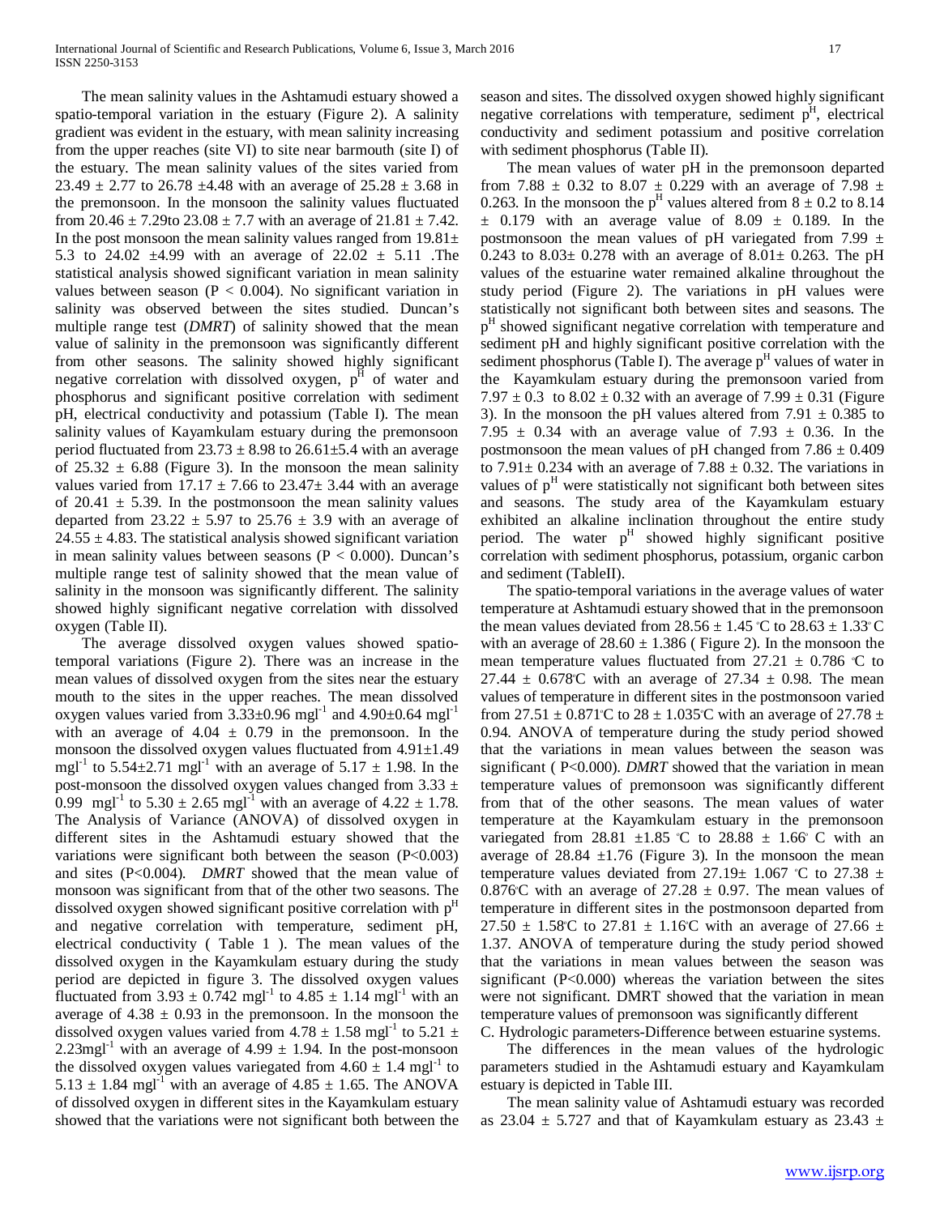The mean salinity values in the Ashtamudi estuary showed a spatio-temporal variation in the estuary (Figure 2). A salinity gradient was evident in the estuary, with mean salinity increasing from the upper reaches (site VI) to site near barmouth (site I) of the estuary. The mean salinity values of the sites varied from 23.49 ± 2.77 to 26.78 ±4.48 with an average of 25.28 ± 3.68 in the premonsoon. In the monsoon the salinity values fluctuated from 20.46 ± 7.29to 23.08 ± 7.7 with an average of 21.81 ± 7.42. In the post monsoon the mean salinity values ranged from 19.81± 5.3 to 24.02 ±4.99 with an average of 22.02 ± 5.11 .The statistical analysis showed significant variation in mean salinity values between season ($P < 0.004$). No significant variation in salinity was observed between the sites studied. Duncan's multiple range test (*DMRT*) of salinity showed that the mean value of salinity in the premonsoon was significantly different from other seasons. The salinity showed highly significant negative correlation with dissolved oxygen, $p^H$ of water and phosphorus and significant positive correlation with sediment pH, electrical conductivity and potassium (Table I). The mean salinity values of Kayamkulam estuary during the premonsoon period fluctuated from 23.73 ± 8.98 to 26.61±5.4 with an average of 25.32 ± 6.88 (Figure 3). In the monsoon the mean salinity values varied from 17.17 ± 7.66 to 23.47± 3.44 with an average of 20.41 ± 5.39. In the postmonsoon the mean salinity values departed from 23.22 ± 5.97 to 25.76 ± 3.9 with an average of 24.55 ± 4.83. The statistical analysis showed significant variation in mean salinity values between seasons ($P < 0.000$). Duncan's multiple range test of salinity showed that the mean value of salinity in the monsoon was significantly different. The salinity showed highly significant negative correlation with dissolved oxygen (Table II).

The average dissolved oxygen values showed spatio-temporal variations (Figure 2). There was an increase in the mean values of dissolved oxygen from the sites near the estuary mouth to the sites in the upper reaches. The mean dissolved oxygen values varied from 3.33±0.96 $mgl^{-1}$ and 4.90±0.64 $mgl^{-1}$ with an average of 4.04 ± 0.79 in the premonsoon. In the monsoon the dissolved oxygen values fluctuated from 4.91±1.49 $mgl^{-1}$ to 5.54±2.71 $mgl^{-1}$ with an average of 5.17 ± 1.98. In the post-monsoon the dissolved oxygen values changed from 3.33 ± 0.99 $mgl^{-1}$ to 5.30 ± 2.65 $mgl^{-1}$ with an average of 4.22 ± 1.78. The Analysis of Variance (ANOVA) of dissolved oxygen in different sites in the Ashtamudi estuary showed that the variations were significant both between the season ($P<0.003$) and sites ($P<0.004$). *DMRT* showed that the mean value of monsoon was significant from that of the other two seasons. The dissolved oxygen showed significant positive correlation with $p^H$ and negative correlation with temperature, sediment pH, electrical conductivity ( Table 1 ). The mean values of the dissolved oxygen in the Kayamkulam estuary during the study period are depicted in figure 3. The dissolved oxygen values fluctuated from 3.93 ± 0.742 $mgl^{-1}$ to 4.85 ± 1.14 $mgl^{-1}$ with an average of 4.38 ± 0.93 in the premonsoon. In the monsoon the dissolved oxygen values varied from 4.78 ± 1.58 $mgl^{-1}$ to 5.21 ± 2.23$mgl^{-1}$ with an average of 4.99 ± 1.94. In the post-monsoon the dissolved oxygen values variegated from 4.60 ± 1.4 $mgl^{-1}$ to 5.13 ± 1.84 $mgl^{-1}$ with an average of 4.85 ± 1.65. The ANOVA of dissolved oxygen in different sites in the Kayamkulam estuary showed that the variations were not significant both between the season and sites. The dissolved oxygen showed highly significant negative correlations with temperature, sediment $p^H$, electrical conductivity and sediment potassium and positive correlation with sediment phosphorus (Table II).

The mean values of water pH in the premonsoon departed from 7.88 ± 0.32 to 8.07 ± 0.229 with an average of 7.98 ± 0.263. In the monsoon the $p^H$ values altered from 8 ± 0.2 to 8.14 ± 0.179 with an average value of 8.09 ± 0.189. In the postmonsoon the mean values of pH variegated from 7.99 ± 0.243 to 8.03± 0.278 with an average of 8.01± 0.263. The pH values of the estuarine water remained alkaline throughout the study period (Figure 2). The variations in pH values were statistically not significant both between sites and seasons. The $p^H$ showed significant negative correlation with temperature and sediment pH and highly significant positive correlation with the sediment phosphorus (Table I). The average $p^H$ values of water in the Kayamkulam estuary during the premonsoon varied from 7.97 ± 0.3 to 8.02 ± 0.32 with an average of 7.99 ± 0.31 (Figure 3). In the monsoon the pH values altered from 7.91 ± 0.385 to 7.95 ± 0.34 with an average value of 7.93 ± 0.36. In the postmonsoon the mean values of pH changed from 7.86 ± 0.409 to 7.91± 0.234 with an average of 7.88 ± 0.32. The variations in values of $p^H$ were statistically not significant both between sites and seasons. The study area of the Kayamkulam estuary exhibited an alkaline inclination throughout the entire study period. The water $p^H$ showed highly significant positive correlation with sediment phosphorus, potassium, organic carbon and sediment (TableII).

The spatio-temporal variations in the average values of water temperature at Ashtamudi estuary showed that in the premonsoon the mean values deviated from 28.56 ± 1.45 °C to 28.63 ± 1.33° C with an average of 28.60 ± 1.386 ( Figure 2). In the monsoon the mean temperature values fluctuated from 27.21 ± 0.786 °C to 27.44 ± 0.678°C with an average of 27.34 ± 0.98. The mean values of temperature in different sites in the postmonsoon varied from 27.51 ± 0.871°C to 28 ± 1.035°C with an average of 27.78 ± 0.94. ANOVA of temperature during the study period showed that the variations in mean values between the season was significant ( $P<0.000$). *DMRT* showed that the variation in mean temperature values of premonsoon was significantly different from that of the other seasons. The mean values of water temperature at the Kayamkulam estuary in the premonsoon variegated from 28.81 ±1.85 °C to 28.88 ± 1.66° C with an average of 28.84 ±1.76 (Figure 3). In the monsoon the mean temperature values deviated from 27.19± 1.067 °C to 27.38 ± 0.876°C with an average of 27.28 ± 0.97. The mean values of temperature in different sites in the postmonsoon departed from 27.50 ± 1.58°C to 27.81 ± 1.16°C with an average of 27.66 ± 1.37. ANOVA of temperature during the study period showed that the variations in mean values between the season was significant ($P<0.000$) whereas the variation between the sites were not significant. DMRT showed that the variation in mean temperature values of premonsoon was significantly different

C. Hydrologic parameters-Difference between estuarine systems.

The differences in the mean values of the hydrologic parameters studied in the Ashtamudi estuary and Kayamkulam estuary is depicted in Table III.

The mean salinity value of Ashtamudi estuary was recorded as 23.04 ± 5.727 and that of Kayamkulam estuary as 23.43 ±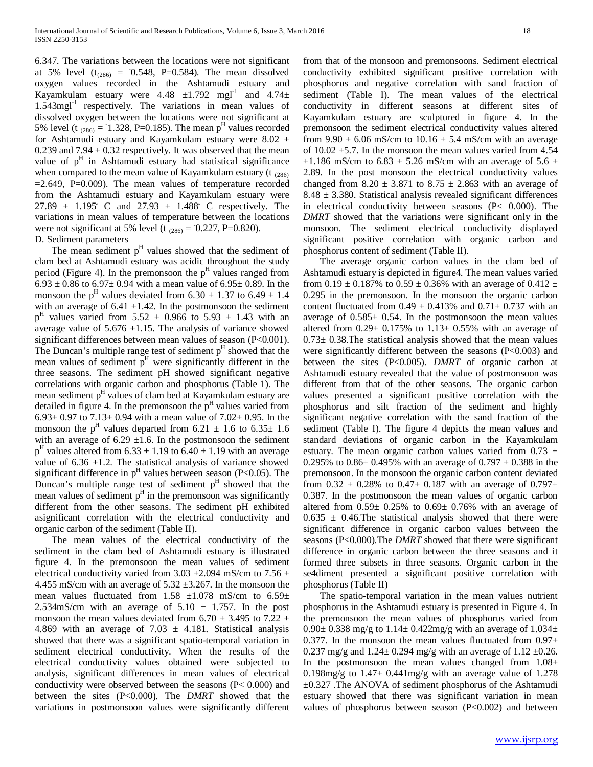6.347. The variations between the locations were not significant at 5% level ($t_{(286)}$ = $^{-}$0.548, P=0.584). The mean dissolved oxygen values recorded in the Ashtamudi estuary and Kayamkulam estuary were 4.48 ±1.792 $mgl^{-1}$ and 4.74± 1.543$mgl^{-1}$ respectively. The variations in mean values of dissolved oxygen between the locations were not significant at 5% level ($t_{(286)}$ = $^{-}$1.328, P=0.185). The mean $p^H$ values recorded for Ashtamudi estuary and Kayamkulam estuary were 8.02 ± 0.239 and 7.94 ± 0.32 respectively. It was observed that the mean value of $p^H$ in Ashtamudi estuary had statistical significance when compared to the mean value of Kayamkulam estuary ($t_{(286)}$ =2.649, P=0.009). The mean values of temperature recorded from the Ashtamudi estuary and Kayamkulam estuary were 27.89 ± 1.195° C and 27.93 ± 1.488° C respectively. The variations in mean values of temperature between the locations were not significant at 5% level ($t_{(286)}$ = $^{-}$0.227, P=0.820).

D. Sediment parameters

The mean sediment $p^H$ values showed that the sediment of clam bed at Ashtamudi estuary was acidic throughout the study period (Figure 4). In the premonsoon the $p^H$ values ranged from 6.93 ± 0.86 to 6.97± 0.94 with a mean value of 6.95± 0.89. In the monsoon the $p^H$ values deviated from 6.30 ± 1.37 to 6.49 ± 1.4 with an average of 6.41 ±1.42. In the postmonsoon the sediment $p^H$ values varied from 5.52 ± 0.966 to 5.93 ± 1.43 with an average value of 5.676 ±1.15. The analysis of variance showed significant differences between mean values of season (P<0.001). The Duncan's multiple range test of sediment $p^H$ showed that the mean values of sediment $p^H$ were significantly different in the three seasons. The sediment pH showed significant negative correlations with organic carbon and phosphorus (Table 1). The mean sediment $p^H$ values of clam bed at Kayamkulam estuary are detailed in figure 4. In the premonsoon the $p^H$ values varied from 6.93± 0.97 to 7.13± 0.94 with a mean value of 7.02± 0.95. In the monsoon the $p^H$ values departed from 6.21 ± 1.6 to 6.35± 1.6 with an average of 6.29 ±1.6. In the postmonsoon the sediment $p^H$ values altered from 6.33 ± 1.19 to 6.40 ± 1.19 with an average value of 6.36 ±1.2. The statistical analysis of variance showed significant difference in $p^H$ values between season (P<0.05). The Duncan's multiple range test of sediment $p^H$ showed that the mean values of sediment $p^H$ in the premonsoon was significantly different from the other seasons. The sediment pH exhibited asignificant correlation with the electrical conductivity and organic carbon of the sediment (Table II).

The mean values of the electrical conductivity of the sediment in the clam bed of Ashtamudi estuary is illustrated figure 4. In the premonsoon the mean values of sediment electrical conductivity varied from 3.03 ±2.094 mS/cm to 7.56 ± 4.455 mS/cm with an average of 5.32 ±3.267. In the monsoon the mean values fluctuated from 1.58 ±1.078 mS/cm to 6.59± 2.534mS/cm with an average of 5.10 ± 1.757. In the post monsoon the mean values deviated from 6.70 ± 3.495 to 7.22 ± 4.869 with an average of 7.03 ± 4.181. Statistical analysis showed that there was a significant spatio-temporal variation in sediment electrical conductivity. When the results of the electrical conductivity values obtained were subjected to analysis, significant differences in mean values of electrical conductivity were observed between the seasons (P< 0.000) and between the sites (P<0.000). The *DMRT* showed that the variations in postmonsoon values were significantly different from that of the monsoon and premonsoons. Sediment electrical conductivity exhibited significant positive correlation with phosphorus and negative correlation with sand fraction of sediment (Table I). The mean values of the electrical conductivity in different seasons at different sites of Kayamkulam estuary are sculptured in figure 4. In the premonsoon the sediment electrical conductivity values altered from 9.90 ± 6.06 mS/cm to 10.16 ± 5.4 mS/cm with an average of 10.02 ±5.7. In the monsoon the mean values varied from 4.54 ±1.186 mS/cm to 6.83 ± 5.26 mS/cm with an average of 5.6 ± 2.89. In the post monsoon the electrical conductivity values changed from 8.20 ± 3.871 to 8.75 ± 2.863 with an average of 8.48 ± 3.380. Statistical analysis revealed significant differences in electrical conductivity between seasons (P< 0.000). The *DMRT* showed that the variations were significant only in the monsoon. The sediment electrical conductivity displayed significant positive correlation with organic carbon and phosphorus content of sediment (Table II).

The average organic carbon values in the clam bed of Ashtamudi estuary is depicted in figure4. The mean values varied from 0.19 ± 0.187% to 0.59 ± 0.36% with an average of 0.412 ± 0.295 in the premonsoon. In the monsoon the organic carbon content fluctuated from 0.49 ± 0.413% and 0.71± 0.737 with an average of 0.585± 0.54. In the postmonsoon the mean values altered from 0.29± 0.175% to 1.13± 0.55% with an average of 0.73± 0.38.The statistical analysis showed that the mean values were significantly different between the seasons (P<0.003) and between the sites (P<0.005). *DMRT* of organic carbon at Ashtamudi estuary revealed that the value of postmonsoon was different from that of the other seasons. The organic carbon values presented a significant positive correlation with the phosphorus and silt fraction of the sediment and highly significant negative correlation with the sand fraction of the sediment (Table I). The figure 4 depicts the mean values and standard deviations of organic carbon in the Kayamkulam estuary. The mean organic carbon values varied from 0.73 ± 0.295% to 0.86± 0.495% with an average of 0.797 ± 0.388 in the premonsoon. In the monsoon the organic carbon content deviated from 0.32 ± 0.28% to 0.47± 0.187 with an average of 0.797± 0.387. In the postmonsoon the mean values of organic carbon altered from 0.59± 0.25% to 0.69± 0.76% with an average of 0.635 ± 0.46.The statistical analysis showed that there were significant difference in organic carbon values between the seasons (P<0.000).The *DMRT* showed that there were significant difference in organic carbon between the three seasons and it formed three subsets in three seasons. Organic carbon in the se4diment presented a significant positive correlation with phosphorus (Table II)

The spatio-temporal variation in the mean values nutrient phosphorus in the Ashtamudi estuary is presented in Figure 4. In the premonsoon the mean values of phosphorus varied from 0.90± 0.338 mg/g to 1.14± 0.422mg/g with an average of 1.034± 0.377. In the monsoon the mean values fluctuated from 0.97± 0.237 mg/g and 1.24± 0.294 mg/g with an average of 1.12 ±0.26. In the postmonsoon the mean values changed from 1.08± 0.198mg/g to 1.47± 0.441mg/g with an average value of 1.278 ±0.327 .The ANOVA of sediment phosphorus of the Ashtamudi estuary showed that there was significant variation in mean values of phosphorus between season (P<0.002) and between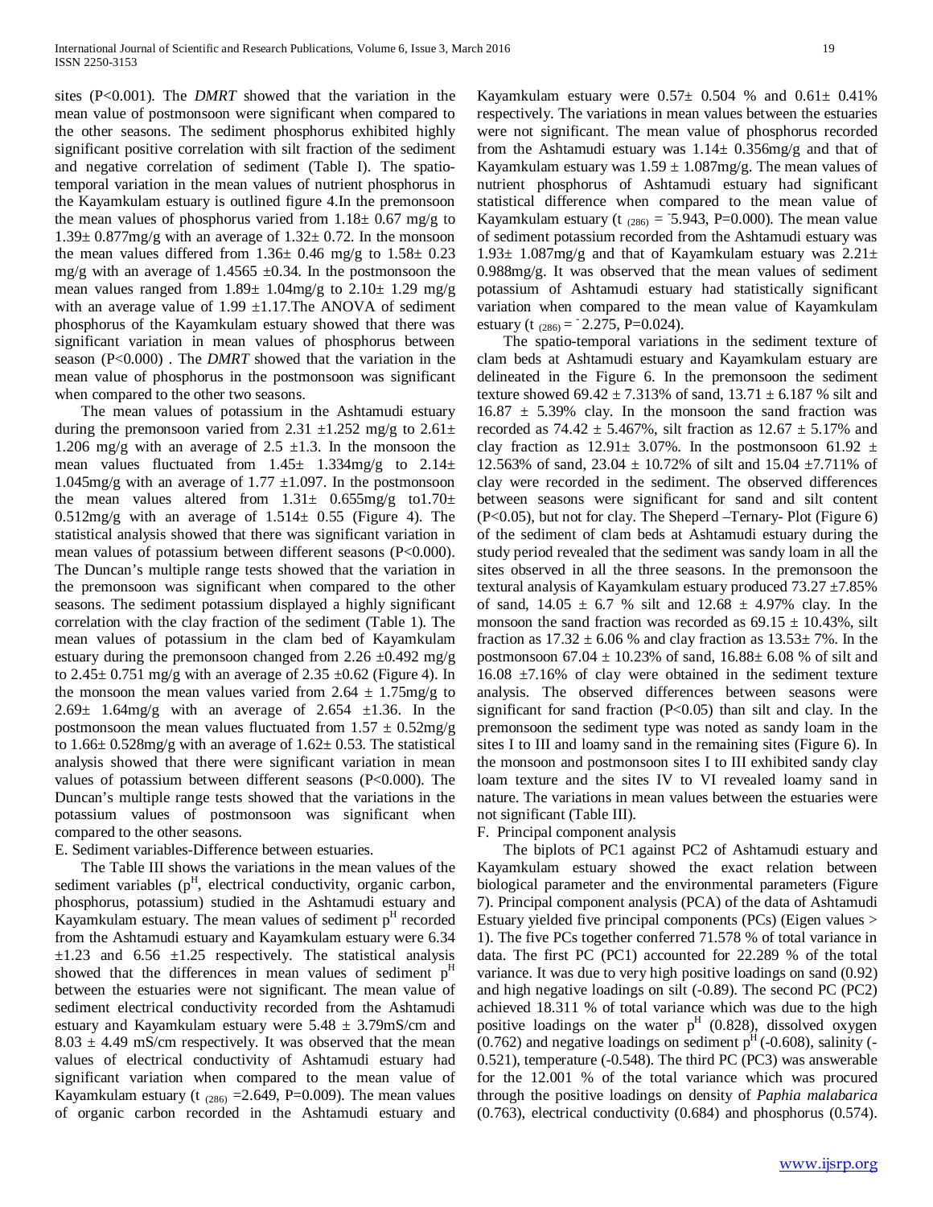sites (P<0.001). The *DMRT* showed that the variation in the mean value of postmonsoon were significant when compared to the other seasons. The sediment phosphorus exhibited highly significant positive correlation with silt fraction of the sediment and negative correlation of sediment (Table I). The spatio-temporal variation in the mean values of nutrient phosphorus in the Kayamkulam estuary is outlined figure 4.In the premonsoon the mean values of phosphorus varied from 1.18± 0.67 mg/g to 1.39± 0.877mg/g with an average of 1.32± 0.72. In the monsoon the mean values differed from 1.36± 0.46 mg/g to 1.58± 0.23 mg/g with an average of 1.4565 ±0.34. In the postmonsoon the mean values ranged from 1.89± 1.04mg/g to 2.10± 1.29 mg/g with an average value of 1.99 ±1.17.The ANOVA of sediment phosphorus of the Kayamkulam estuary showed that there was significant variation in mean values of phosphorus between season (P<0.000) . The *DMRT* showed that the variation in the mean value of phosphorus in the postmonsoon was significant when compared to the other two seasons.

The mean values of potassium in the Ashtamudi estuary during the premonsoon varied from 2.31 ±1.252 mg/g to 2.61± 1.206 mg/g with an average of 2.5 ±1.3. In the monsoon the mean values fluctuated from 1.45± 1.334mg/g to 2.14± 1.045mg/g with an average of 1.77 ±1.097. In the postmonsoon the mean values altered from 1.31± 0.655mg/g to1.70± 0.512mg/g with an average of 1.514± 0.55 (Figure 4). The statistical analysis showed that there was significant variation in mean values of potassium between different seasons (P<0.000). The Duncan's multiple range tests showed that the variation in the premonsoon was significant when compared to the other seasons. The sediment potassium displayed a highly significant correlation with the clay fraction of the sediment (Table 1). The mean values of potassium in the clam bed of Kayamkulam estuary during the premonsoon changed from 2.26 ±0.492 mg/g to 2.45± 0.751 mg/g with an average of 2.35 ±0.62 (Figure 4). In the monsoon the mean values varied from 2.64 ± 1.75mg/g to 2.69± 1.64mg/g with an average of 2.654 ±1.36. In the postmonsoon the mean values fluctuated from 1.57 ± 0.52mg/g to 1.66± 0.528mg/g with an average of 1.62± 0.53. The statistical analysis showed that there were significant variation in mean values of potassium between different seasons (P<0.000). The Duncan's multiple range tests showed that the variations in the potassium values of postmonsoon was significant when compared to the other seasons.

E. Sediment variables-Difference between estuaries.

The Table III shows the variations in the mean values of the sediment variables ($p^H$, electrical conductivity, organic carbon, phosphorus, potassium) studied in the Ashtamudi estuary and Kayamkulam estuary. The mean values of sediment $p^H$ recorded from the Ashtamudi estuary and Kayamkulam estuary were 6.34 ±1.23 and 6.56 ±1.25 respectively. The statistical analysis showed that the differences in mean values of sediment $p^H$ between the estuaries were not significant. The mean value of sediment electrical conductivity recorded from the Ashtamudi estuary and Kayamkulam estuary were 5.48 ± 3.79mS/cm and 8.03 ± 4.49 mS/cm respectively. It was observed that the mean values of electrical conductivity of Ashtamudi estuary had significant variation when compared to the mean value of Kayamkulam estuary ($t_{(286)}$ =2.649, P=0.009). The mean values of organic carbon recorded in the Ashtamudi estuary and Kayamkulam estuary were 0.57± 0.504 % and 0.61± 0.41% respectively. The variations in mean values between the estuaries were not significant. The mean value of phosphorus recorded from the Ashtamudi estuary was 1.14± 0.356mg/g and that of Kayamkulam estuary was 1.59 ± 1.087mg/g. The mean values of nutrient phosphorus of Ashtamudi estuary had significant statistical difference when compared to the mean value of Kayamkulam estuary ($t_{(286)}$ = $^-$5.943, P=0.000). The mean value of sediment potassium recorded from the Ashtamudi estuary was 1.93± 1.087mg/g and that of Kayamkulam estuary was 2.21± 0.988mg/g. It was observed that the mean values of sediment potassium of Ashtamudi estuary had statistically significant variation when compared to the mean value of Kayamkulam estuary ($t_{(286)}$ = $^-$ 2.275, P=0.024).

The spatio-temporal variations in the sediment texture of clam beds at Ashtamudi estuary and Kayamkulam estuary are delineated in the Figure 6. In the premonsoon the sediment texture showed 69.42 ± 7.313% of sand, 13.71 ± 6.187 % silt and 16.87 ± 5.39% clay. In the monsoon the sand fraction was recorded as 74.42 ± 5.467%, silt fraction as 12.67 ± 5.17% and clay fraction as 12.91± 3.07%. In the postmonsoon 61.92 ± 12.563% of sand, 23.04 ± 10.72% of silt and 15.04 ±7.711% of clay were recorded in the sediment. The observed differences between seasons were significant for sand and silt content (P<0.05), but not for clay. The Sheperd –Ternary- Plot (Figure 6) of the sediment of clam beds at Ashtamudi estuary during the study period revealed that the sediment was sandy loam in all the sites observed in all the three seasons. In the premonsoon the textural analysis of Kayamkulam estuary produced 73.27 ±7.85% of sand, 14.05 ± 6.7 % silt and 12.68 ± 4.97% clay. In the monsoon the sand fraction was recorded as 69.15 ± 10.43%, silt fraction as 17.32 ± 6.06 % and clay fraction as 13.53± 7%. In the postmonsoon 67.04 ± 10.23% of sand, 16.88± 6.08 % of silt and 16.08 ±7.16% of clay were obtained in the sediment texture analysis. The observed differences between seasons were significant for sand fraction (P<0.05) than silt and clay. In the premonsoon the sediment type was noted as sandy loam in the sites I to III and loamy sand in the remaining sites (Figure 6). In the monsoon and postmonsoon sites I to III exhibited sandy clay loam texture and the sites IV to VI revealed loamy sand in nature. The variations in mean values between the estuaries were not significant (Table III).

F. Principal component analysis

The biplots of PC1 against PC2 of Ashtamudi estuary and Kayamkulam estuary showed the exact relation between biological parameter and the environmental parameters (Figure 7). Principal component analysis (PCA) of the data of Ashtamudi Estuary yielded five principal components (PCs) (Eigen values > 1). The five PCs together conferred 71.578 % of total variance in data. The first PC (PC1) accounted for 22.289 % of the total variance. It was due to very high positive loadings on sand (0.92) and high negative loadings on silt (-0.89). The second PC (PC2) achieved 18.311 % of total variance which was due to the high positive loadings on the water $p^H$ (0.828), dissolved oxygen (0.762) and negative loadings on sediment $p^H$ (-0.608), salinity (-0.521), temperature (-0.548). The third PC (PC3) was answerable for the 12.001 % of the total variance which was procured through the positive loadings on density of *Paphia malabarica* (0.763), electrical conductivity (0.684) and phosphorus (0.574).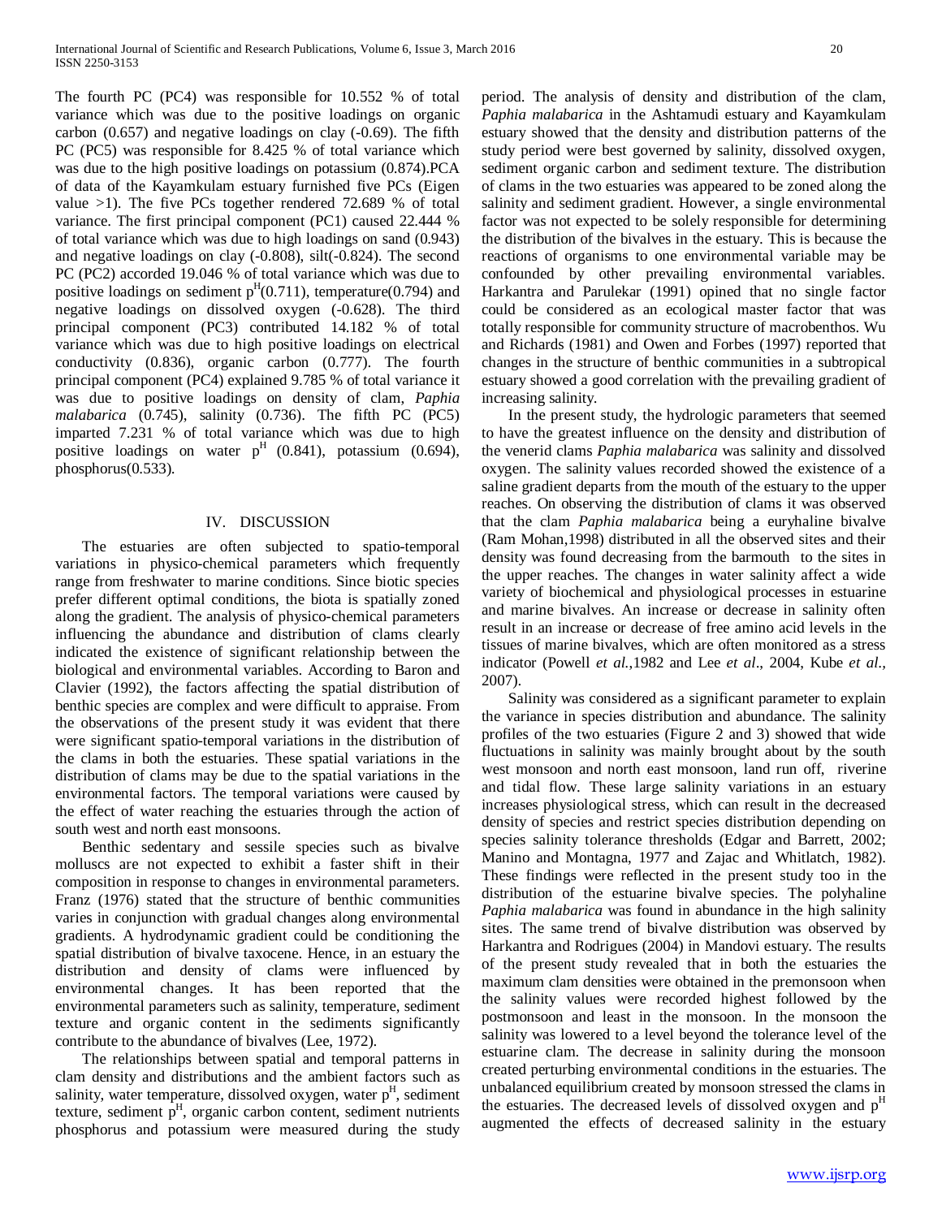The fourth PC (PC4) was responsible for 10.552 % of total variance which was due to the positive loadings on organic carbon (0.657) and negative loadings on clay (-0.69). The fifth PC (PC5) was responsible for 8.425 % of total variance which was due to the high positive loadings on potassium (0.874).PCA of data of the Kayamkulam estuary furnished five PCs (Eigen value >1). The five PCs together rendered 72.689 % of total variance. The first principal component (PC1) caused 22.444 % of total variance which was due to high loadings on sand (0.943) and negative loadings on clay (-0.808), silt(-0.824). The second PC (PC2) accorded 19.046 % of total variance which was due to positive loadings on sediment $p^H$(0.711), temperature(0.794) and negative loadings on dissolved oxygen (-0.628). The third principal component (PC3) contributed 14.182 % of total variance which was due to high positive loadings on electrical conductivity (0.836), organic carbon (0.777). The fourth principal component (PC4) explained 9.785 % of total variance it was due to positive loadings on density of clam, *Paphia malabarica* (0.745), salinity (0.736). The fifth PC (PC5) imparted 7.231 % of total variance which was due to high positive loadings on water $p^H$ (0.841), potassium (0.694), phosphorus(0.533).

## IV. DISCUSSION

The estuaries are often subjected to spatio-temporal variations in physico-chemical parameters which frequently range from freshwater to marine conditions. Since biotic species prefer different optimal conditions, the biota is spatially zoned along the gradient. The analysis of physico-chemical parameters influencing the abundance and distribution of clams clearly indicated the existence of significant relationship between the biological and environmental variables. According to Baron and Clavier (1992), the factors affecting the spatial distribution of benthic species are complex and were difficult to appraise. From the observations of the present study it was evident that there were significant spatio-temporal variations in the distribution of the clams in both the estuaries. These spatial variations in the distribution of clams may be due to the spatial variations in the environmental factors. The temporal variations were caused by the effect of water reaching the estuaries through the action of south west and north east monsoons.

Benthic sedentary and sessile species such as bivalve molluscs are not expected to exhibit a faster shift in their composition in response to changes in environmental parameters. Franz (1976) stated that the structure of benthic communities varies in conjunction with gradual changes along environmental gradients. A hydrodynamic gradient could be conditioning the spatial distribution of bivalve taxocene. Hence, in an estuary the distribution and density of clams were influenced by environmental changes. It has been reported that the environmental parameters such as salinity, temperature, sediment texture and organic content in the sediments significantly contribute to the abundance of bivalves (Lee, 1972).

The relationships between spatial and temporal patterns in clam density and distributions and the ambient factors such as salinity, water temperature, dissolved oxygen, water $p^H$, sediment texture, sediment $p^H$, organic carbon content, sediment nutrients phosphorus and potassium were measured during the study period. The analysis of density and distribution of the clam, *Paphia malabarica* in the Ashtamudi estuary and Kayamkulam estuary showed that the density and distribution patterns of the study period were best governed by salinity, dissolved oxygen, sediment organic carbon and sediment texture. The distribution of clams in the two estuaries was appeared to be zoned along the salinity and sediment gradient. However, a single environmental factor was not expected to be solely responsible for determining the distribution of the bivalves in the estuary. This is because the reactions of organisms to one environmental variable may be confounded by other prevailing environmental variables. Harkantra and Parulekar (1991) opined that no single factor could be considered as an ecological master factor that was totally responsible for community structure of macrobenthos. Wu and Richards (1981) and Owen and Forbes (1997) reported that changes in the structure of benthic communities in a subtropical estuary showed a good correlation with the prevailing gradient of increasing salinity.

In the present study, the hydrologic parameters that seemed to have the greatest influence on the density and distribution of the venerid clams *Paphia malabarica* was salinity and dissolved oxygen. The salinity values recorded showed the existence of a saline gradient departs from the mouth of the estuary to the upper reaches. On observing the distribution of clams it was observed that the clam *Paphia malabarica* being a euryhaline bivalve (Ram Mohan,1998) distributed in all the observed sites and their density was found decreasing from the barmouth to the sites in the upper reaches. The changes in water salinity affect a wide variety of biochemical and physiological processes in estuarine and marine bivalves. An increase or decrease in salinity often result in an increase or decrease of free amino acid levels in the tissues of marine bivalves, which are often monitored as a stress indicator (Powell *et al.*,1982 and Lee *et al*., 2004, Kube *et al.*, 2007).

Salinity was considered as a significant parameter to explain the variance in species distribution and abundance. The salinity profiles of the two estuaries (Figure 2 and 3) showed that wide fluctuations in salinity was mainly brought about by the south west monsoon and north east monsoon, land run off, riverine and tidal flow. These large salinity variations in an estuary increases physiological stress, which can result in the decreased density of species and restrict species distribution depending on species salinity tolerance thresholds (Edgar and Barrett, 2002; Manino and Montagna, 1977 and Zajac and Whitlatch, 1982). These findings were reflected in the present study too in the distribution of the estuarine bivalve species. The polyhaline *Paphia malabarica* was found in abundance in the high salinity sites. The same trend of bivalve distribution was observed by Harkantra and Rodrigues (2004) in Mandovi estuary. The results of the present study revealed that in both the estuaries the maximum clam densities were obtained in the premonsoon when the salinity values were recorded highest followed by the postmonsoon and least in the monsoon. In the monsoon the salinity was lowered to a level beyond the tolerance level of the estuarine clam. The decrease in salinity during the monsoon created perturbing environmental conditions in the estuaries. The unbalanced equilibrium created by monsoon stressed the clams in the estuaries. The decreased levels of dissolved oxygen and $p^H$ augmented the effects of decreased salinity in the estuary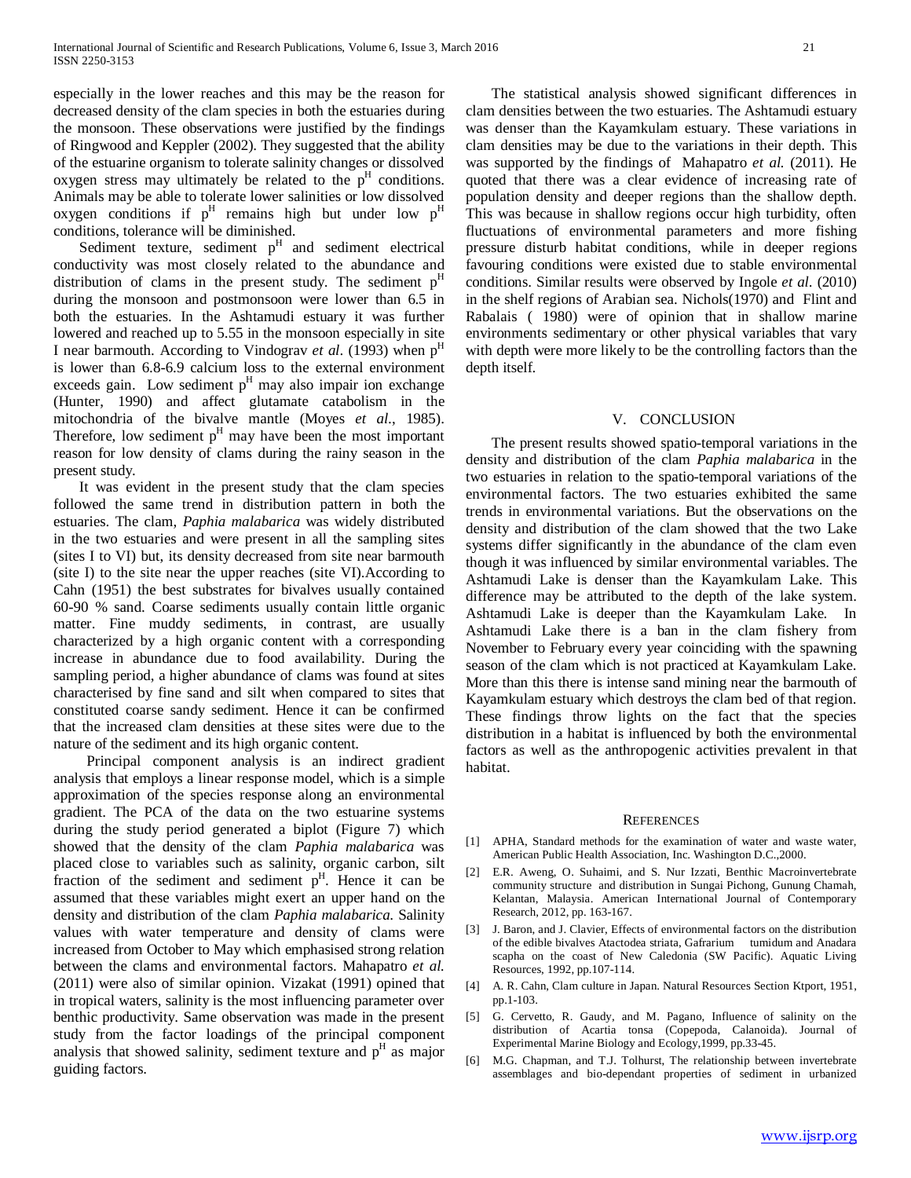especially in the lower reaches and this may be the reason for decreased density of the clam species in both the estuaries during the monsoon. These observations were justified by the findings of Ringwood and Keppler (2002). They suggested that the ability of the estuarine organism to tolerate salinity changes or dissolved oxygen stress may ultimately be related to the $p^H$ conditions. Animals may be able to tolerate lower salinities or low dissolved oxygen conditions if $p^H$ remains high but under low $p^H$ conditions, tolerance will be diminished.

Sediment texture, sediment $p^H$ and sediment electrical conductivity was most closely related to the abundance and distribution of clams in the present study. The sediment $p^H$ during the monsoon and postmonsoon were lower than 6.5 in both the estuaries. In the Ashtamudi estuary it was further lowered and reached up to 5.55 in the monsoon especially in site I near barmouth. According to Vindograv *et al*. (1993) when $p^H$ is lower than 6.8-6.9 calcium loss to the external environment exceeds gain. Low sediment $p^H$ may also impair ion exchange (Hunter, 1990) and affect glutamate catabolism in the mitochondria of the bivalve mantle (Moyes *et al.*, 1985). Therefore, low sediment $p^H$ may have been the most important reason for low density of clams during the rainy season in the present study.

It was evident in the present study that the clam species followed the same trend in distribution pattern in both the estuaries. The clam, *Paphia malabarica* was widely distributed in the two estuaries and were present in all the sampling sites (sites I to VI) but, its density decreased from site near barmouth (site I) to the site near the upper reaches (site VI).According to Cahn (1951) the best substrates for bivalves usually contained 60-90 % sand. Coarse sediments usually contain little organic matter. Fine muddy sediments, in contrast, are usually characterized by a high organic content with a corresponding increase in abundance due to food availability. During the sampling period, a higher abundance of clams was found at sites characterised by fine sand and silt when compared to sites that constituted coarse sandy sediment. Hence it can be confirmed that the increased clam densities at these sites were due to the nature of the sediment and its high organic content.

Principal component analysis is an indirect gradient analysis that employs a linear response model, which is a simple approximation of the species response along an environmental gradient. The PCA of the data on the two estuarine systems during the study period generated a biplot (Figure 7) which showed that the density of the clam *Paphia malabarica* was placed close to variables such as salinity, organic carbon, silt fraction of the sediment and sediment $p^H$. Hence it can be assumed that these variables might exert an upper hand on the density and distribution of the clam *Paphia malabarica.* Salinity values with water temperature and density of clams were increased from October to May which emphasised strong relation between the clams and environmental factors. Mahapatro *et al.* (2011) were also of similar opinion. Vizakat (1991) opined that in tropical waters, salinity is the most influencing parameter over benthic productivity. Same observation was made in the present study from the factor loadings of the principal component analysis that showed salinity, sediment texture and $p^H$ as major guiding factors.

The statistical analysis showed significant differences in clam densities between the two estuaries. The Ashtamudi estuary was denser than the Kayamkulam estuary. These variations in clam densities may be due to the variations in their depth. This was supported by the findings of Mahapatro *et al.* (2011). He quoted that there was a clear evidence of increasing rate of population density and deeper regions than the shallow depth. This was because in shallow regions occur high turbidity, often fluctuations of environmental parameters and more fishing pressure disturb habitat conditions, while in deeper regions favouring conditions were existed due to stable environmental conditions. Similar results were observed by Ingole *et al*. (2010) in the shelf regions of Arabian sea. Nichols(1970) and Flint and Rabalais ( 1980) were of opinion that in shallow marine environments sedimentary or other physical variables that vary with depth were more likely to be the controlling factors than the depth itself.

## V. CONCLUSION

The present results showed spatio-temporal variations in the density and distribution of the clam *Paphia malabarica* in the two estuaries in relation to the spatio-temporal variations of the environmental factors. The two estuaries exhibited the same trends in environmental variations. But the observations on the density and distribution of the clam showed that the two Lake systems differ significantly in the abundance of the clam even though it was influenced by similar environmental variables. The Ashtamudi Lake is denser than the Kayamkulam Lake. This difference may be attributed to the depth of the lake system. Ashtamudi Lake is deeper than the Kayamkulam Lake. In Ashtamudi Lake there is a ban in the clam fishery from November to February every year coinciding with the spawning season of the clam which is not practiced at Kayamkulam Lake. More than this there is intense sand mining near the barmouth of Kayamkulam estuary which destroys the clam bed of that region. These findings throw lights on the fact that the species distribution in a habitat is influenced by both the environmental factors as well as the anthropogenic activities prevalent in that habitat.

## REFERENCES

[1] APHA, Standard methods for the examination of water and waste water, American Public Health Association, Inc. Washington D.C.,2000.

[2] E.R. Aweng, O. Suhaimi, and S. Nur Izzati, Benthic Macroinvertebrate community structure and distribution in Sungai Pichong, Gunung Chamah, Kelantan, Malaysia. American International Journal of Contemporary Research, 2012, pp. 163-167.

[3] J. Baron, and J. Clavier, Effects of environmental factors on the distribution of the edible bivalves Atactodea striata, Gafrarium tumidum and Anadara scapha on the coast of New Caledonia (SW Pacific). Aquatic Living Resources, 1992, pp.107-114.

[4] A. R. Cahn, Clam culture in Japan. Natural Resources Section Ktport, 1951, pp.1-103.

[5] G. Cervetto, R. Gaudy, and M. Pagano, Influence of salinity on the distribution of Acartia tonsa (Copepoda, Calanoida). Journal of Experimental Marine Biology and Ecology,1999, pp.33-45.

[6] M.G. Chapman, and T.J. Tolhurst, The relationship between invertebrate assemblages and bio-dependant properties of sediment in urbanized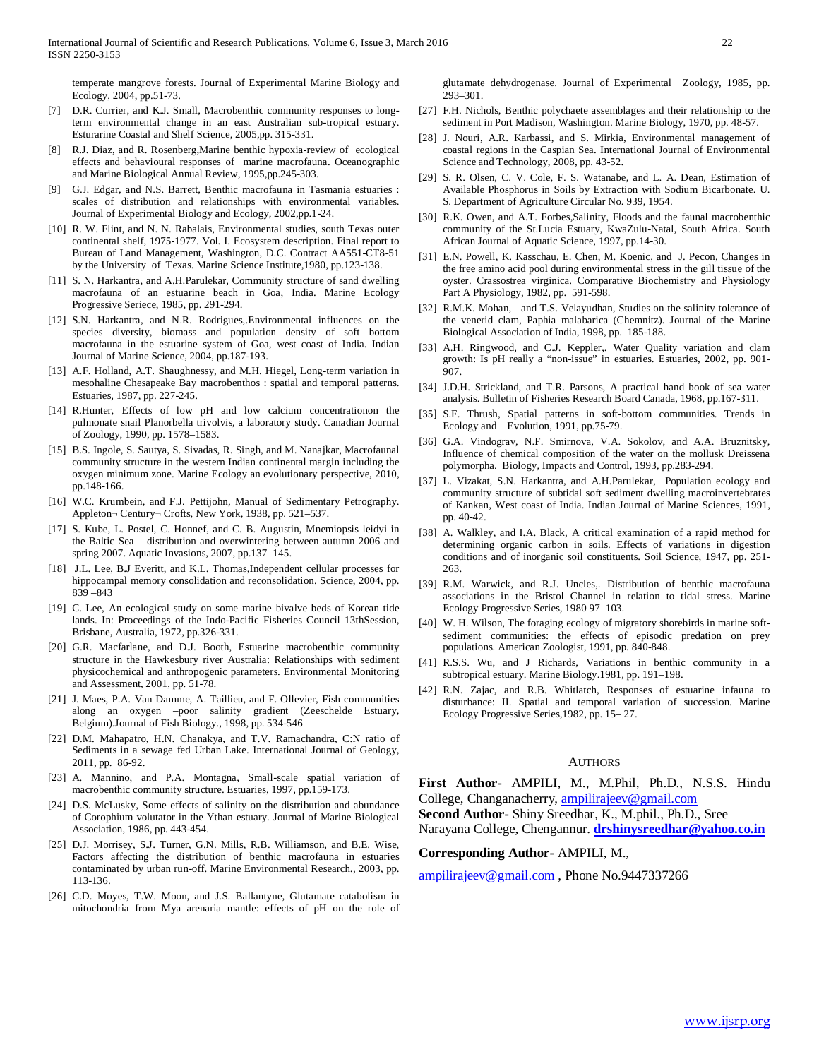temperate mangrove forests. Journal of Experimental Marine Biology and Ecology, 2004, pp.51-73.

[7] D.R. Currier, and K.J. Small, Macrobenthic community responses to long-term environmental change in an east Australian sub-tropical estuary. Esturarine Coastal and Shelf Science, 2005,pp. 315-331.

[8] R.J. Diaz, and R. Rosenberg,Marine benthic hypoxia-review of ecological effects and behavioural responses of marine macrofauna. Oceanographic and Marine Biological Annual Review, 1995,pp.245-303.

[9] G.J. Edgar, and N.S. Barrett, Benthic macrofauna in Tasmania estuaries : scales of distribution and relationships with environmental variables. Journal of Experimental Biology and Ecology, 2002,pp.1-24.

[10] R. W. Flint, and N. N. Rabalais, Environmental studies, south Texas outer continental shelf, 1975-1977. Vol. I. Ecosystem description. Final report to Bureau of Land Management, Washington, D.C. Contract AA551-CT8-51 by the University of Texas. Marine Science Institute,1980, pp.123-138.

[11] S. N. Harkantra, and A.H.Parulekar, Community structure of sand dwelling macrofauna of an estuarine beach in Goa, India. Marine Ecology Progressive Seriece, 1985, pp. 291-294.

[12] S.N. Harkantra, and N.R. Rodrigues,.Environmental influences on the species diversity, biomass and population density of soft bottom macrofauna in the estuarine system of Goa, west coast of India. Indian Journal of Marine Science, 2004, pp.187-193.

[13] A.F. Holland, A.T. Shaughnessy, and M.H. Hiegel, Long-term variation in mesohaline Chesapeake Bay macrobenthos : spatial and temporal patterns. Estuaries, 1987, pp. 227-245.

[14] R.Hunter, Effects of low pH and low calcium concentrationon the pulmonate snail Planorbella trivolvis, a laboratory study. Canadian Journal of Zoology, 1990, pp. 1578–1583.

[15] B.S. Ingole, S. Sautya, S. Sivadas, R. Singh, and M. Nanajkar, Macrofaunal community structure in the western Indian continental margin including the oxygen minimum zone. Marine Ecology an evolutionary perspective, 2010, pp.148-166.

[16] W.C. Krumbein, and F.J. Pettijohn, Manual of Sedimentary Petrography. Appleton¬ Century¬ Crofts, New York, 1938, pp. 521–537.

[17] S. Kube, L. Postel, C. Honnef, and C. B. Augustin, Mnemiopsis leidyi in the Baltic Sea – distribution and overwintering between autumn 2006 and spring 2007. Aquatic Invasions, 2007, pp.137–145.

[18] J.L. Lee, B.J Everitt, and K.L. Thomas,Independent cellular processes for hippocampal memory consolidation and reconsolidation. Science, 2004, pp. 839 –843

[19] C. Lee, An ecological study on some marine bivalve beds of Korean tide lands. In: Proceedings of the Indo-Pacific Fisheries Council 13thSession, Brisbane, Australia, 1972, pp.326-331.

[20] G.R. Macfarlane, and D.J. Booth, Estuarine macrobenthic community structure in the Hawkesbury river Australia: Relationships with sediment physicochemical and anthropogenic parameters. Environmental Monitoring and Assessment, 2001, pp. 51-78.

[21] J. Maes, P.A. Van Damme, A. Taillieu, and F. Ollevier, Fish communities along an oxygen –poor salinity gradient (Zeeschelde Estuary, Belgium).Journal of Fish Biology., 1998, pp. 534-546

[22] D.M. Mahapatro, H.N. Chanakya, and T.V. Ramachandra, C:N ratio of Sediments in a sewage fed Urban Lake. International Journal of Geology, 2011, pp. 86-92.

[23] A. Mannino, and P.A. Montagna, Small-scale spatial variation of macrobenthic community structure. Estuaries, 1997, pp.159-173.

[24] D.S. McLusky, Some effects of salinity on the distribution and abundance of Corophium volutator in the Ythan estuary. Journal of Marine Biological Association, 1986, pp. 443-454.

[25] D.J. Morrisey, S.J. Turner, G.N. Mills, R.B. Williamson, and B.E. Wise, Factors affecting the distribution of benthic macrofauna in estuaries contaminated by urban run-off. Marine Environmental Research., 2003, pp. 113-136.

[26] C.D. Moyes, T.W. Moon, and J.S. Ballantyne, Glutamate catabolism in mitochondria from Mya arenaria mantle: effects of pH on the role of glutamate dehydrogenase. Journal of Experimental Zoology, 1985, pp. 293–301.

[27] F.H. Nichols, Benthic polychaete assemblages and their relationship to the sediment in Port Madison, Washington. Marine Biology, 1970, pp. 48-57.

[28] J. Nouri, A.R. Karbassi, and S. Mirkia, Environmental management of coastal regions in the Caspian Sea. International Journal of Environmental Science and Technology, 2008, pp. 43-52.

[29] S. R. Olsen, C. V. Cole, F. S. Watanabe, and L. A. Dean, Estimation of Available Phosphorus in Soils by Extraction with Sodium Bicarbonate. U. S. Department of Agriculture Circular No. 939, 1954.

[30] R.K. Owen, and A.T. Forbes,Salinity, Floods and the faunal macrobenthic community of the St.Lucia Estuary, KwaZulu-Natal, South Africa. South African Journal of Aquatic Science, 1997, pp.14-30.

[31] E.N. Powell, K. Kasschau, E. Chen, M. Koenic, and J. Pecon, Changes in the free amino acid pool during environmental stress in the gill tissue of the oyster. Crassostrea virginica. Comparative Biochemistry and Physiology Part A Physiology, 1982, pp. 591-598.

[32] R.M.K. Mohan, and T.S. Velayudhan, Studies on the salinity tolerance of the venerid clam, Paphia malabarica (Chemnitz). Journal of the Marine Biological Association of India, 1998, pp. 185-188.

[33] A.H. Ringwood, and C.J. Keppler,. Water Quality variation and clam growth: Is pH really a "non-issue" in estuaries. Estuaries, 2002, pp. 901-907.

[34] J.D.H. Strickland, and T.R. Parsons, A practical hand book of sea water analysis. Bulletin of Fisheries Research Board Canada, 1968, pp.167-311.

[35] S.F. Thrush, Spatial patterns in soft-bottom communities. Trends in Ecology and Evolution, 1991, pp.75-79.

[36] G.A. Vindograv, N.F. Smirnova, V.A. Sokolov, and A.A. Bruznitsky, Influence of chemical composition of the water on the mollusk Dreissena polymorpha. Biology, Impacts and Control, 1993, pp.283-294.

[37] L. Vizakat, S.N. Harkantra, and A.H.Parulekar, Population ecology and community structure of subtidal soft sediment dwelling macroinvertebrates of Kankan, West coast of India. Indian Journal of Marine Sciences, 1991, pp. 40-42.

[38] A. Walkley, and I.A. Black, A critical examination of a rapid method for determining organic carbon in soils. Effects of variations in digestion conditions and of inorganic soil constituents. Soil Science, 1947, pp. 251-263.

[39] R.M. Warwick, and R.J. Uncles,. Distribution of benthic macrofauna associations in the Bristol Channel in relation to tidal stress. Marine Ecology Progressive Series, 1980 97–103.

[40] W. H. Wilson, The foraging ecology of migratory shorebirds in marine soft-sediment communities: the effects of episodic predation on prey populations. American Zoologist, 1991, pp. 840-848.

[41] R.S.S. Wu, and J Richards, Variations in benthic community in a subtropical estuary. Marine Biology.1981, pp. 191–198.

[42] R.N. Zajac, and R.B. Whitlatch, Responses of estuarine infauna to disturbance: II. Spatial and temporal variation of succession. Marine Ecology Progressive Series,1982, pp. 15– 27.

## AUTHORS

**First Author-** AMPILI, M., M.Phil, Ph.D., N.S.S. Hindu College, Changanacherry, ampilirajeev@gmail.com
**Second Author-** Shiny Sreedhar, K., M.phil., Ph.D., Sree Narayana College, Chengannur. **drshinysreedhar@yahoo.co.in**

**Corresponding Author-** AMPILI, M.,

ampilirajeev@gmail.com , Phone No.9447337266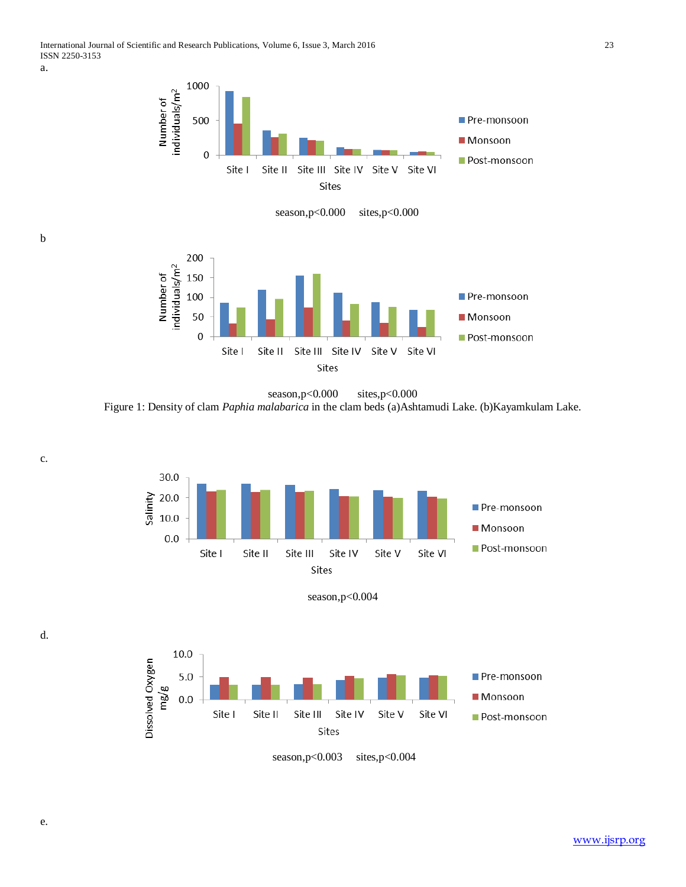a.

Number of individuals/m$^2$

1000

500

0

Site I Site II Site III Site IV Site V Site VI

Sites

Pre-monsoon

Monsoon

Post-monsoon

season,p<0.000 sites,p<0.000

b

Number of individuals/m$^2$

200

150

100

50

0

Site I Site II Site III Site IV Site V Site VI

Sites

Pre-monsoon

Monsoon

Post-monsoon

season,p<0.000 sites,p<0.000

Figure 1: Density of clam *Paphia malabarica* in the clam beds (a)Ashtamudi Lake. (b)Kayamkulam Lake.

c.

Salinity

30.0

20.0

10.0

0.0

Site I Site II Site III Site IV Site V Site VI

Sites

Pre-monsoon

Monsoon

Post-monsoon

season,p<0.004

d.

Dissolved Oxygen mg/g

10.0

5.0

0.0

Site I Site II Site III Site IV Site V Site VI

Sites

Pre-monsoon

Monsoon

Post-monsoon

season,p<0.003 sites,p<0.004

e.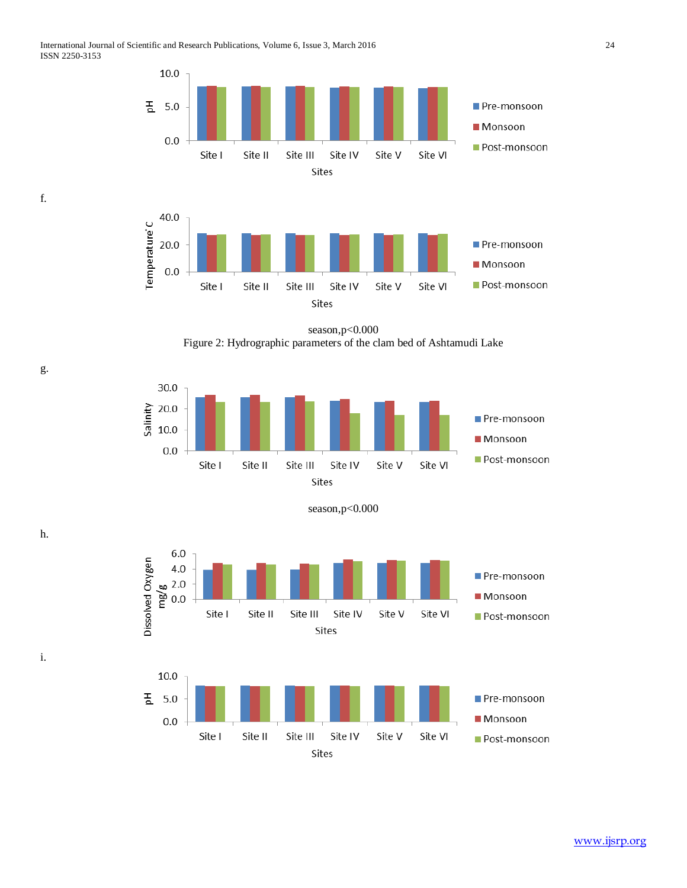10.0
pH
5.0
0.0
Site I Site II Site III Site IV Site V Site VI
Sites
Pre-monsoon
Monsoon
Post-monsoon

f.

40.0
Temperature˚C
20.0
0.0
Site I Site II Site III Site IV Site V Site VI
Sites
Pre-monsoon
Monsoon
Post-monsoon

season,p<0.000

Figure 2: Hydrographic parameters of the clam bed of Ashtamudi Lake

g.

30.0
20.0
Salinity
10.0
0.0
Site I Site II Site III Site IV Site V Site VI
Sites
Pre-monsoon
Monsoon
Post-monsoon

season,p<0.000

h.

6.0
4.0
Dissolved Oxygen mg/g
2.0
0.0
Site I Site II Site III Site IV Site V Site VI
Sites
Pre-monsoon
Monsoon
Post-monsoon

i.

10.0
pH
5.0
0.0
Site I Site II Site III Site IV Site V Site VI
Sites
Pre-monsoon
Monsoon
Post-monsoon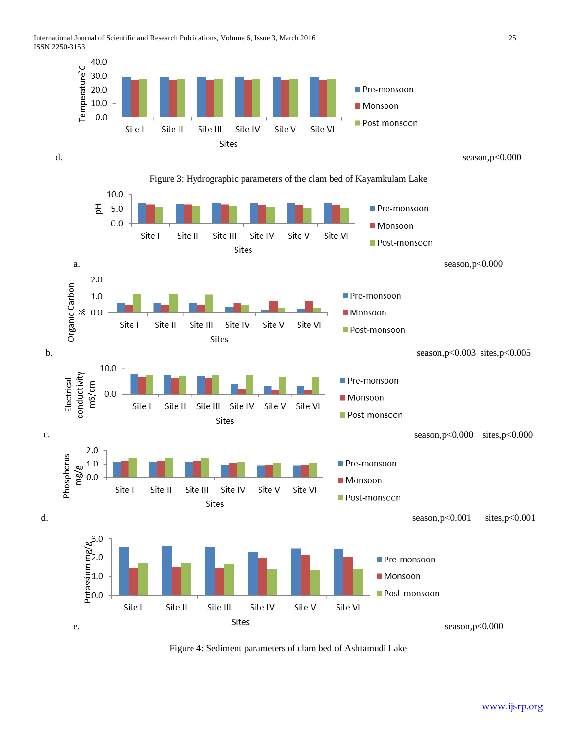Temperature˚C
40.0
30.0
20.0
10.0
0.0
Site I Site II Site III Site IV Site V Site VI
Sites
Pre-monsoon
Monsoon
Post-monsoon

d. season,p<0.000

Figure 3: Hydrographic parameters of the clam bed of Kayamkulam Lake

pH
10.0
5.0
0.0
Site I Site II Site III Site IV Site V Site VI
Sites
Pre-monsoon
Monsoon
Post-monsoon

a. season,p<0.000

Organic Carbon %
2.0
1.0
0.0
Site I Site II Site III Site IV Site V Site VI
Sites
Pre-monsoon
Monsoon
Post-monsoon

b. season,p<0.003 sites,p<0.005

Electrical conductivity mS/cm
10.0
0.0
Site I Site II Site III Site IV Site V Site VI
Sites
Pre-monsoon
Monsoon
Post-monsoon

c. season,p<0.000 sites,p<0.000

Phosphorus mg/g
2.0
1.0
0.0
Site I Site II Site III Site IV Site V Site VI
Sites
Pre-monsoon
Monsoon
Post-monsoon

d. season,p<0.001 sites,p<0.001

Potassium mg/g
3.0
2.0
1.0
0.0
Site I Site II Site III Site IV Site V Site VI
Sites
Pre-monsoon
Monsoon
Post-monsoon

e. season,p<0.000

Figure 4: Sediment parameters of clam bed of Ashtamudi Lake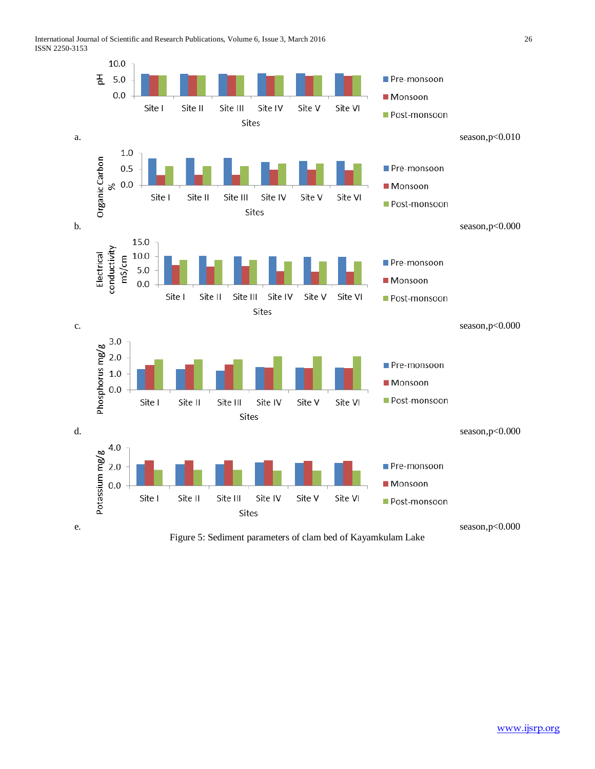pH

10.0

5.0

0.0

Site I Site II Site III Site IV Site V Site VI

Sites

Pre-monsoon

Monsoon

Post-monsoon

a.

season,p<0.010

Organic Carbon %

1.0

0.5

0.0

Site I Site II Site III Site IV Site V Site VI

Sites

Pre-monsoon

Monsoon

Post-monsoon

b.

season,p<0.000

Electrical conductivity mS/cm

15.0

10.0

5.0

0.0

Site I Site II Site III Site IV Site V Site VI

Sites

Pre-monsoon

Monsoon

Post-monsoon

c.

season,p<0.000

Phosphorus mg/g

3.0

2.0

1.0

0.0

Site I Site II Site III Site IV Site V Site VI

Sites

Pre-monsoon

Monsoon

Post-monsoon

d.

season,p<0.000

Potassium mg/g

4.0

2.0

0.0

Site I Site II Site III Site IV Site V Site VI

Sites

Pre-monsoon

Monsoon

Post-monsoon

e.

season,p<0.000

Figure 5: Sediment parameters of clam bed of Kayamkulam Lake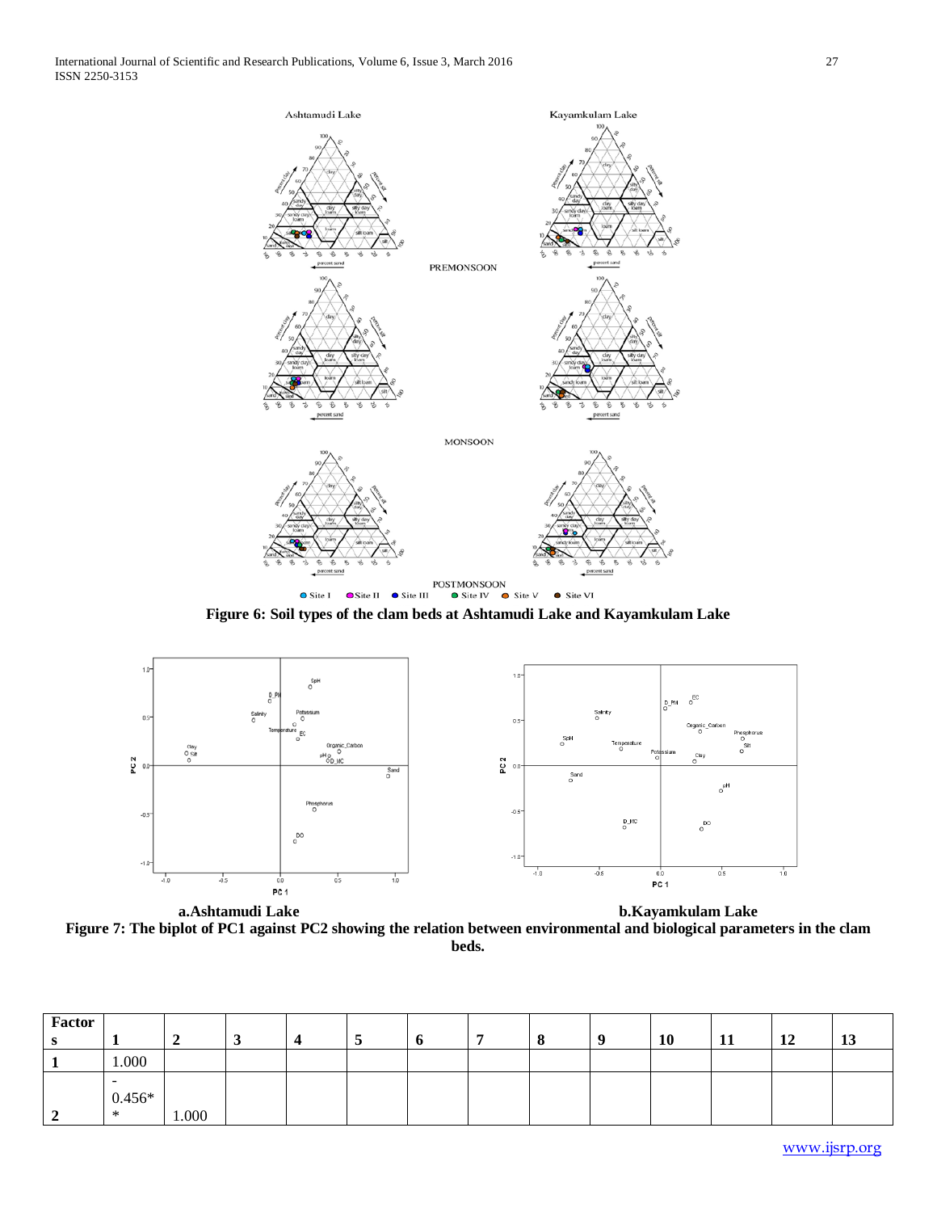Figure 6: Soil types of the clam beds at Ashtamudi Lake and Kayamkulam Lake

a.Ashtamudi Lake b.Kayamkulam Lake

Figure 7: The biplot of PC1 against PC2 showing the relation between environmental and biological parameters in the clam beds.

| Factors | 1 | 2 | 3 | 4 | 5 | 6 | 7 | 8 | 9 | 10 | 11 | 12 | 13 |
|---|---|---|---|---|---|---|---|---|---|---|---|---|---|
| 1 | 1.000 | | | | | | | | | | | | |
| 2 | -0.456** | 1.000 | | | | | | | | | | | |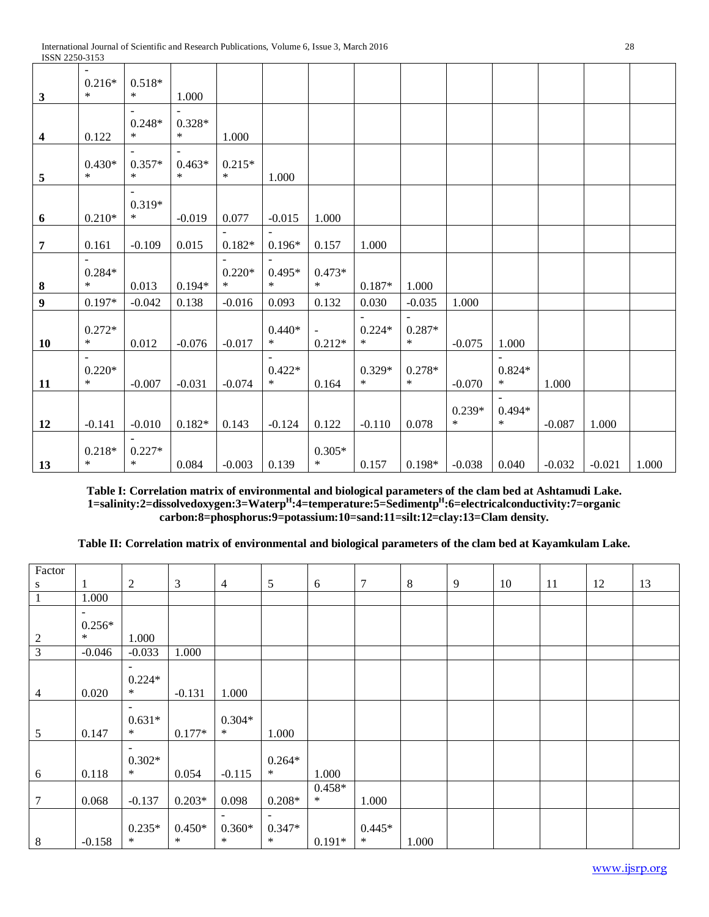| | | | | | | | | | | | | | |
|---|---|---|---|---|---|---|---|---|---|---|---|---|---|
| **3** | -0.216** | 0.518** | 1.000 | | | | | | | | | | |
| **4** | 0.122 | -0.248** | -0.328** | 1.000 | | | | | | | | | |
| **5** | 0.430** | -0.357** | -0.463** | 0.215** | 1.000 | | | | | | | | |
| **6** | 0.210* | -0.319** | -0.019 | 0.077 | -0.015 | 1.000 | | | | | | | |
| **7** | 0.161 | -0.109 | 0.015 | -0.182* | -0.196* | 0.157 | 1.000 | | | | | | |
| **8** | -0.284** | 0.013 | 0.194* | -0.220** | -0.495** | 0.473** | 0.187* | 1.000 | | | | | |
| **9** | 0.197* | -0.042 | 0.138 | -0.016 | 0.093 | 0.132 | 0.030 | -0.035 | 1.000 | | | | |
| **10** | 0.272** | 0.012 | -0.076 | -0.017 | 0.440** | -0.212* | -0.224** | -0.287** | -0.075 | 1.000 | | | |
| **11** | -0.220** | -0.007 | -0.031 | -0.074 | -0.422** | 0.164 | 0.329** | 0.278** | -0.070 | -0.824** | 1.000 | | |
| **12** | -0.141 | -0.010 | 0.182* | 0.143 | -0.124 | 0.122 | -0.110 | 0.078 | 0.239** | -0.494** | -0.087 | 1.000 | |
| **13** | 0.218** | -0.227** | 0.084 | -0.003 | 0.139 | 0.305** | 0.157 | 0.198* | -0.038 | 0.040 | -0.032 | -0.021 | 1.000 |

**Table I: Correlation matrix of environmental and biological parameters of the clam bed at Ashtamudi Lake. 1=salinity:2=dissolvedoxygen:3=Waterp$^H$:4=temperature:5=Sedimentp$^H$:6=electricalconductivity:7=organic carbon:8=phosphorus:9=potassium:10=sand:11=silt:12=clay:13=Clam density.**

**Table II: Correlation matrix of environmental and biological parameters of the clam bed at Kayamkulam Lake.**

| Factors | 1 | 2 | 3 | 4 | 5 | 6 | 7 | 8 | 9 | 10 | 11 | 12 | 13 |
|---|---|---|---|---|---|---|---|---|---|---|---|---|---|
| 1 | 1.000 | | | | | | | | | | | | |
| 2 | -0.256** | 1.000 | | | | | | | | | | | |
| 3 | -0.046 | -0.033 | 1.000 | | | | | | | | | | |
| 4 | 0.020 | -0.224** | -0.131 | 1.000 | | | | | | | | | |
| 5 | 0.147 | -0.631** | 0.177* | 0.304** | 1.000 | | | | | | | | |
| 6 | 0.118 | -0.302** | 0.054 | -0.115 | 0.264** | 1.000 | | | | | | | |
| 7 | 0.068 | -0.137 | 0.203* | 0.098 | 0.208* | 0.458** | 1.000 | | | | | | |
| 8 | -0.158 | 0.235** | 0.450** | -0.360** | -0.347** | 0.191* | 0.445** | 1.000 | | | | | |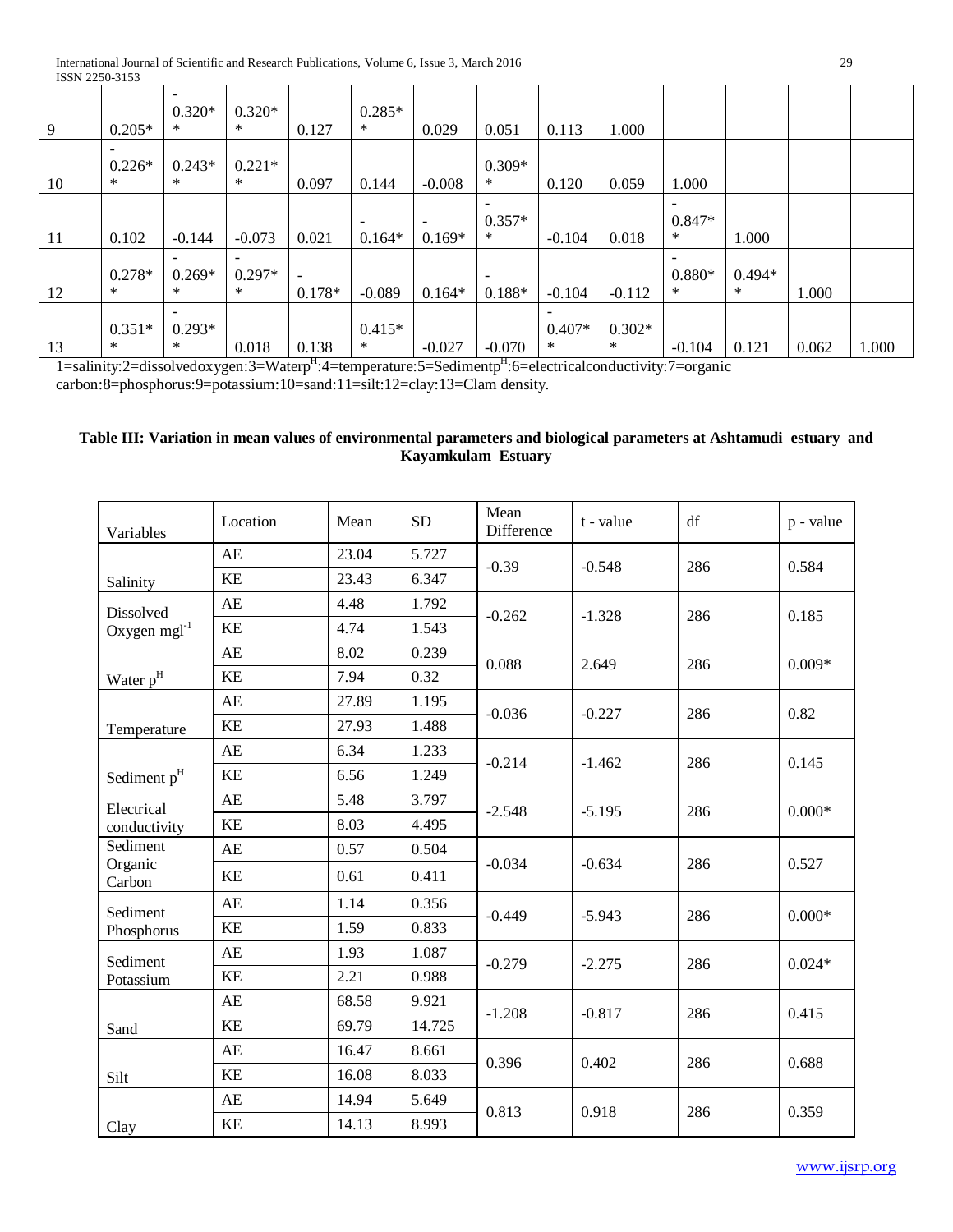| | | | | | | | | | | | | | |
|---|---|---|---|---|---|---|---|---|---|---|---|---|---|
| 9 | 0.205** | -0.320** | 0.320** | 0.127 | 0.285** | 0.029 | 0.051 | 0.113 | 1.000 | | | | |
| 10 | -0.226** | 0.243** | 0.221** | 0.097 | 0.144 | -0.008 | 0.309** | 0.120 | 0.059 | 1.000 | | | |
| 11 | 0.102 | -0.144 | -0.073 | 0.021 | -0.164* | -0.169* | -0.357** | -0.104 | 0.018 | -0.847** | 1.000 | | |
| 12 | 0.278** | -0.269** | -0.297** | -0.178* | -0.089 | 0.164* | -0.188* | -0.104 | -0.112 | -0.880** | 0.494** | 1.000 | |
| 13 | 0.351** | -0.293** | 0.018 | 0.138 | 0.415** | -0.027 | -0.070 | -0.407** | 0.302** | -0.104 | 0.121 | 0.062 | 1.000 |

1=salinity:2=dissolvedoxygen:3=Water$p^H$:4=temperature:5=Sediment$p^H$:6=electricalconductivity:7=organic carbon:8=phosphorus:9=potassium:10=sand:11=silt:12=clay:13=Clam density.

**Table III: Variation in mean values of environmental parameters and biological parameters at Ashtamudi estuary and Kayamkulam Estuary**

| Variables | Location | Mean | SD | Mean Difference | t - value | df | p - value |
|---|---|---|---|---|---|---|---|
| Salinity | AE | 23.04 | 5.727 | -0.39 | -0.548 | 286 | 0.584 |
| | KE | 23.43 | 6.347 | | | | |
| Dissolved Oxygen $mgl^{-1}$ | AE | 4.48 | 1.792 | -0.262 | -1.328 | 286 | 0.185 |
| | KE | 4.74 | 1.543 | | | | |
| Water $p^H$ | AE | 8.02 | 0.239 | 0.088 | 2.649 | 286 | 0.009* |
| | KE | 7.94 | 0.32 | | | | |
| Temperature | AE | 27.89 | 1.195 | -0.036 | -0.227 | 286 | 0.82 |
| | KE | 27.93 | 1.488 | | | | |
| Sediment $p^H$ | AE | 6.34 | 1.233 | -0.214 | -1.462 | 286 | 0.145 |
| | KE | 6.56 | 1.249 | | | | |
| Electrical conductivity | AE | 5.48 | 3.797 | -2.548 | -5.195 | 286 | 0.000* |
| | KE | 8.03 | 4.495 | | | | |
| Sediment Organic Carbon | AE | 0.57 | 0.504 | -0.034 | -0.634 | 286 | 0.527 |
| | KE | 0.61 | 0.411 | | | | |
| Sediment Phosphorus | AE | 1.14 | 0.356 | -0.449 | -5.943 | 286 | 0.000* |
| | KE | 1.59 | 0.833 | | | | |
| Sediment Potassium | AE | 1.93 | 1.087 | -0.279 | -2.275 | 286 | 0.024* |
| | KE | 2.21 | 0.988 | | | | |
| Sand | AE | 68.58 | 9.921 | -1.208 | -0.817 | 286 | 0.415 |
| | KE | 69.79 | 14.725 | | | | |
| Silt | AE | 16.47 | 8.661 | 0.396 | 0.402 | 286 | 0.688 |
| | KE | 16.08 | 8.033 | | | | |
| Clay | AE | 14.94 | 5.649 | 0.813 | 0.918 | 286 | 0.359 |
| | KE | 14.13 | 8.993 | | | | |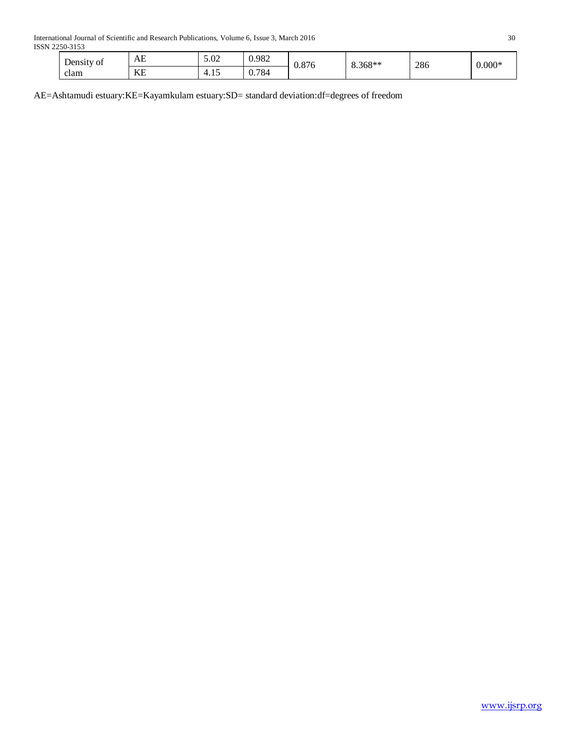| | | | | | | | |
|---|---|---|---|---|---|---|---|
| Density of clam | AE | 5.02 | 0.982 | 0.876 | 8.368** | 286 | 0.000* |
| | KE | 4.15 | 0.784 | | | | |

AE=Ashtamudi estuary:KE=Kayamkulam estuary:SD= standard deviation:df=degrees of freedom